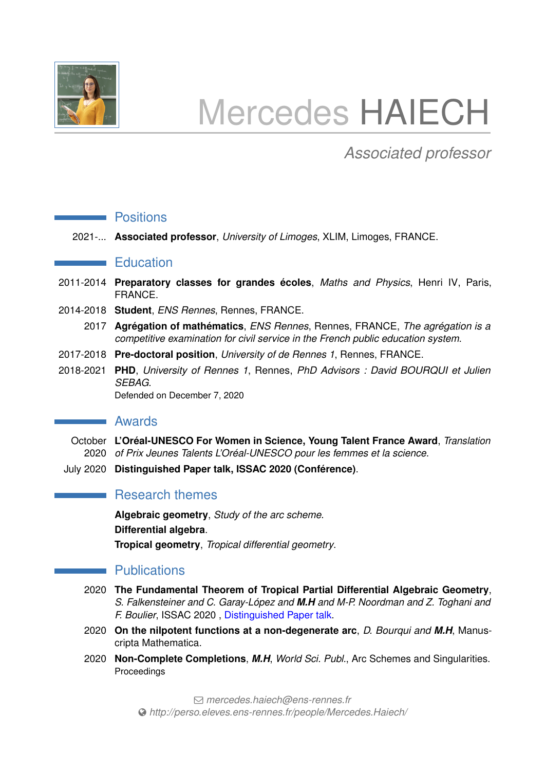# Mercedes HAIECH

*Associated professor*

## Positions

2021-... **Associated professor**, *University of Limoges*, XLIM, Limoges, FRANCE.

## Education

2011-2014 **Preparatory classes for grandes écoles**, *Maths and Physics*, Henri IV, Paris, FRANCE.

2014-2018 **Student**, *ENS Rennes*, Rennes, FRANCE.

2017 **Agrégation of mathématics**, *ENS Rennes*, Rennes, FRANCE, *The agrégation is a competitive examination for civil service in the French public education system*.

2017-2018 **Pre-doctoral position**, *University of de Rennes 1*, Rennes, FRANCE.

2018-2021 **PHD**, *University of Rennes 1*, Rennes, *PhD Advisors : David BOURQUI et Julien SEBAG*.
Defended on December 7, 2020

## Awards

October 2020 **L'Oréal-UNESCO For Women in Science, Young Talent France Award**, *Translation of Prix Jeunes Talents L'Oréal-UNESCO pour les femmes et la science*.

July 2020 **Distinguished Paper talk, ISSAC 2020 (Conférence)**.

## Research themes

**Algebraic geometry**, *Study of the arc scheme*.

**Differential algebra**.

**Tropical geometry**, *Tropical differential geometry*.

## Publications

2020 **The Fundamental Theorem of Tropical Partial Differential Algebraic Geometry**, *S. Falkensteiner and C. Garay-López and* ***M.H*** *and M-P. Noordman and Z. Toghani and F. Boulier*, ISSAC 2020 , Distinguished Paper talk.

2020 **On the nilpotent functions at a non-degenerate arc**, *D. Bourqui and* ***M.H***, Manuscripta Mathematica.

2020 **Non-Complete Completions**, ***M.H***, *World Sci. Publ.*, Arc Schemes and Singularities. Proceedings

*mercedes.haiech@ens-rennes.fr*
*http://perso.eleves.ens-rennes.fr/people/Mercedes.Haiech/*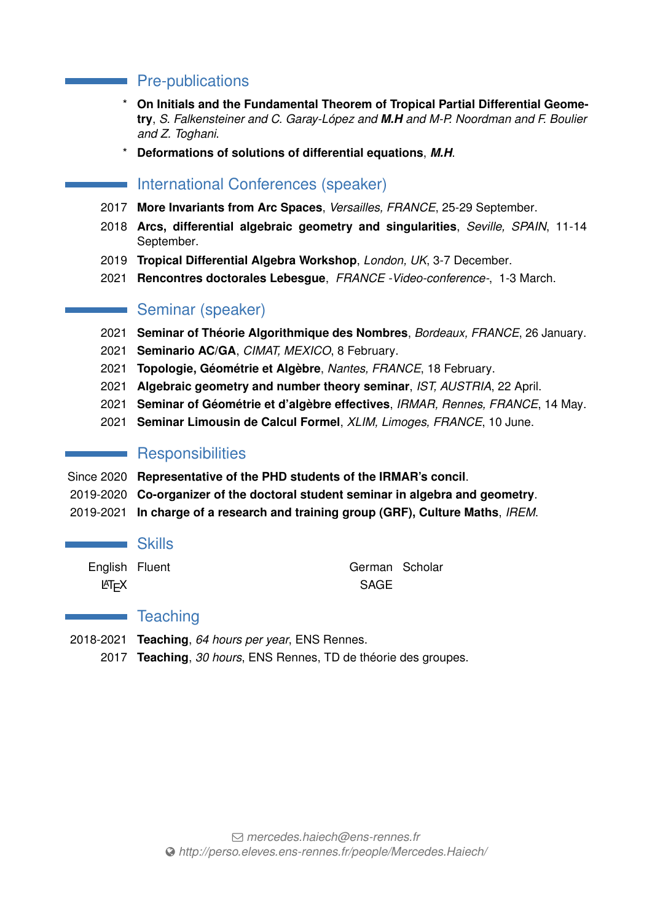## Pre-publications

* **On Initials and the Fundamental Theorem of Tropical Partial Differential Geometry**, *S. Falkensteiner and C. Garay-López and **M.H** and M-P. Noordman and F. Boulier and Z. Toghani*.
* **Deformations of solutions of differential equations**, ***M.H***.

## International Conferences (speaker)

2017 **More Invariants from Arc Spaces**, *Versailles, FRANCE*, 25-29 September.

2018 **Arcs, differential algebraic geometry and singularities**, *Seville, SPAIN*, 11-14 September.

2019 **Tropical Differential Algebra Workshop**, *London, UK*, 3-7 December.

2021 **Rencontres doctorales Lebesgue**, *FRANCE -Video-conference-*, 1-3 March.

## Seminar (speaker)

2021 **Seminar of Théorie Algorithmique des Nombres**, *Bordeaux, FRANCE*, 26 January.

2021 **Seminario AC/GA**, *CIMAT, MEXICO*, 8 February.

2021 **Topologie, Géométrie et Algèbre**, *Nantes, FRANCE*, 18 February.

2021 **Algebraic geometry and number theory seminar**, *IST, AUSTRIA*, 22 April.

2021 **Seminar of Géométrie et d'algèbre effectives**, *IRMAR, Rennes, FRANCE*, 14 May.

2021 **Seminar Limousin de Calcul Formel**, *XLIM, Limoges, FRANCE*, 10 June.

## Responsibilities

Since 2020 **Representative of the PHD students of the IRMAR's concil**.

2019-2020 **Co-organizer of the doctoral student seminar in algebra and geometry**.

2019-2021 **In charge of a research and training group (GRF), Culture Maths**, *IREM*.

## Skills

English Fluent

German Scholar

LaTeX

SAGE

## Teaching

2018-2021 **Teaching**, *64 hours per year*, ENS Rennes.

2017 **Teaching**, *30 hours*, ENS Rennes, TD de théorie des groupes.

*mercedes.haiech@ens-rennes.fr*

*http://perso.eleves.ens-rennes.fr/people/Mercedes.Haiech/*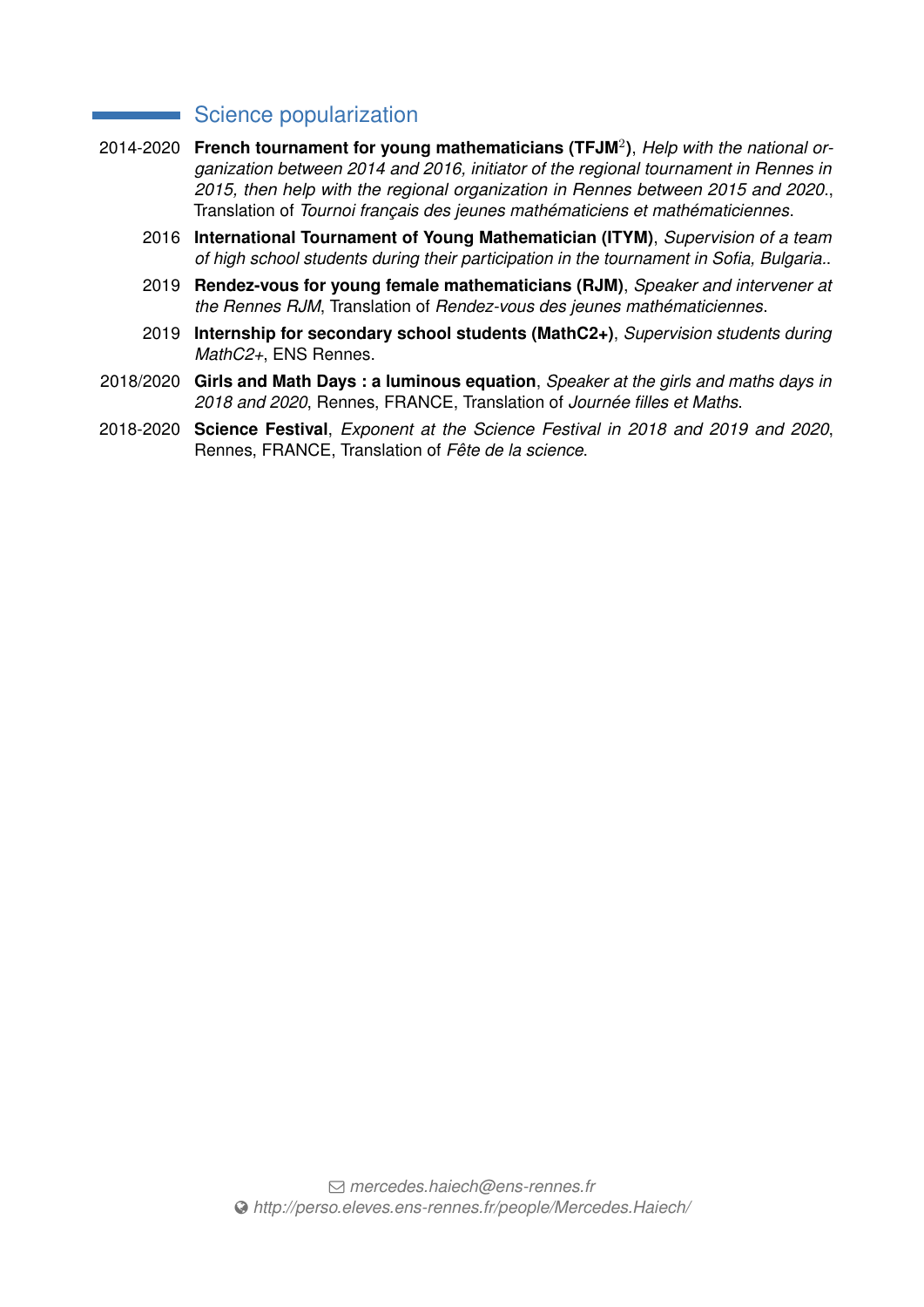## Science popularization

2014-2020 **French tournament for young mathematicians (TFJM$^2$)**, *Help with the national organization between 2014 and 2016, initiator of the regional tournament in Rennes in 2015, then help with the regional organization in Rennes between 2015 and 2020.*, Translation of *Tournoi français des jeunes mathématiciens et mathématiciennes*.

2016 **International Tournament of Young Mathematician (ITYM)**, *Supervision of a team of high school students during their participation in the tournament in Sofia, Bulgaria.*.

2019 **Rendez-vous for young female mathematicians (RJM)**, *Speaker and intervener at the Rennes RJM*, Translation of *Rendez-vous des jeunes mathématiciennes*.

2019 **Internship for secondary school students (MathC2+)**, *Supervision students during MathC2+*, ENS Rennes.

2018/2020 **Girls and Math Days : a luminous equation**, *Speaker at the girls and maths days in 2018 and 2020*, Rennes, FRANCE, Translation of *Journée filles et Maths*.

2018-2020 **Science Festival**, *Exponent at the Science Festival in 2018 and 2019 and 2020*, Rennes, FRANCE, Translation of *Fête de la science*.

*mercedes.haiech@ens-rennes.fr*
*http://perso.eleves.ens-rennes.fr/people/Mercedes.Haiech/*